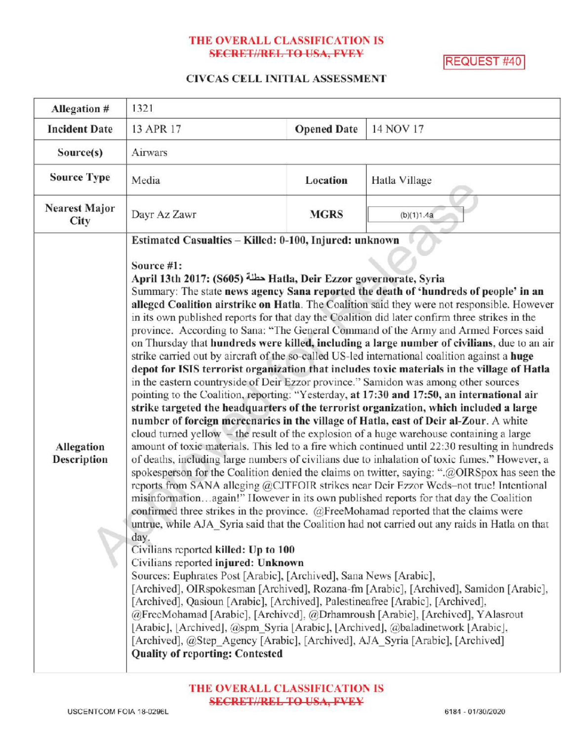THE OVERALL CLASSIFICATION IS ~~SECRET//REL TO USA, FVEY~~

REQUEST #40

# CIVCAS CELL INITIAL ASSESSMENT

| Allegation # | 1321 | | |
|---|---|---|---|
| Incident Date | 13 APR 17 | Opened Date | 14 NOV 17 |
| Source(s) | Airwars | | |
| Source Type | Media | Location | Hatla Village |
| Nearest Major City | Dayr Az Zawr | MGRS | (b)(1)1.4a |
| Allegation Description | **Estimated Casualties – Killed: 0-100, Injured: unknown**<br><br>**Source #1:**<br>**April 13th 2017: (S605) حطلة Hatla, Deir Ezzor governorate, Syria**<br>Summary: The state **news agency Sana reported the death of 'hundreds of people' in an alleged Coalition airstrike on Hatla**. The Coalition said they were not responsible. However in its own published reports for that day the Coalition did later confirm three strikes in the province. According to Sana: "The General Command of the Army and Armed Forces said on Thursday that **hundreds were killed, including a large number of civilians**, due to an air strike carried out by aircraft of the so-called US-led international coalition against a **huge depot for ISIS terrorist organization that includes toxic materials in the village of Hatla** in the eastern countryside of Deir Ezzor province." Samidon was among other sources pointing to the Coalition, reporting: "Yesterday, **at 17:30 and 17:50, an international air strike targeted the headquarters of the terrorist organization, which included a large number of foreign mercenaries in the village of Hatla, east of Deir al-Zour**. A white cloud turned yellow – the result of the explosion of a huge warehouse containing a large amount of toxic materials. This led to a fire which continued until 22:30 resulting in hundreds of deaths, including large numbers of civilians due to inhalation of toxic fumes." However, a spokesperson for the Coalition denied the claims on twitter, saying: ".@OIRSpox has seen the reports from SANA alleging @CJTFOIR strikes near Deir Ezzor Weds–not true! Intentional misinformation…again!" However in its own published reports for that day the Coalition confirmed three strikes in the province. @FreeMohamad reported that the claims were untrue, while AJA_Syria said that the Coalition had not carried out any raids in Hatla on that day.<br>Civilians reported **killed: Up to 100**<br>Civilians reported **injured: Unknown**<br>Sources: Euphrates Post [Arabic], [Archived], Sana News [Arabic], [Archived], OIRspokesman [Archived], Rozana-fm [Arabic], [Archived], Samidon [Arabic], [Archived], Qasioun [Arabic], [Archived], Palestineafree [Arabic], [Archived], @FreeMohamad [Arabic], [Archived], @Drhamroush [Arabic], [Archived], YAlasrout [Arabic], [Archived], @spm_Syria [Arabic], [Archived], @baladinetwork [Arabic], [Archived], @Step_Agency [Arabic], [Archived], AJA_Syria [Arabic], [Archived]<br>**Quality of reporting: Contested** | | |

THE OVERALL CLASSIFICATION IS ~~SECRET//REL TO USA, FVEY~~

USCENTCOM FOIA 18-0296L

6184 - 01/30/2020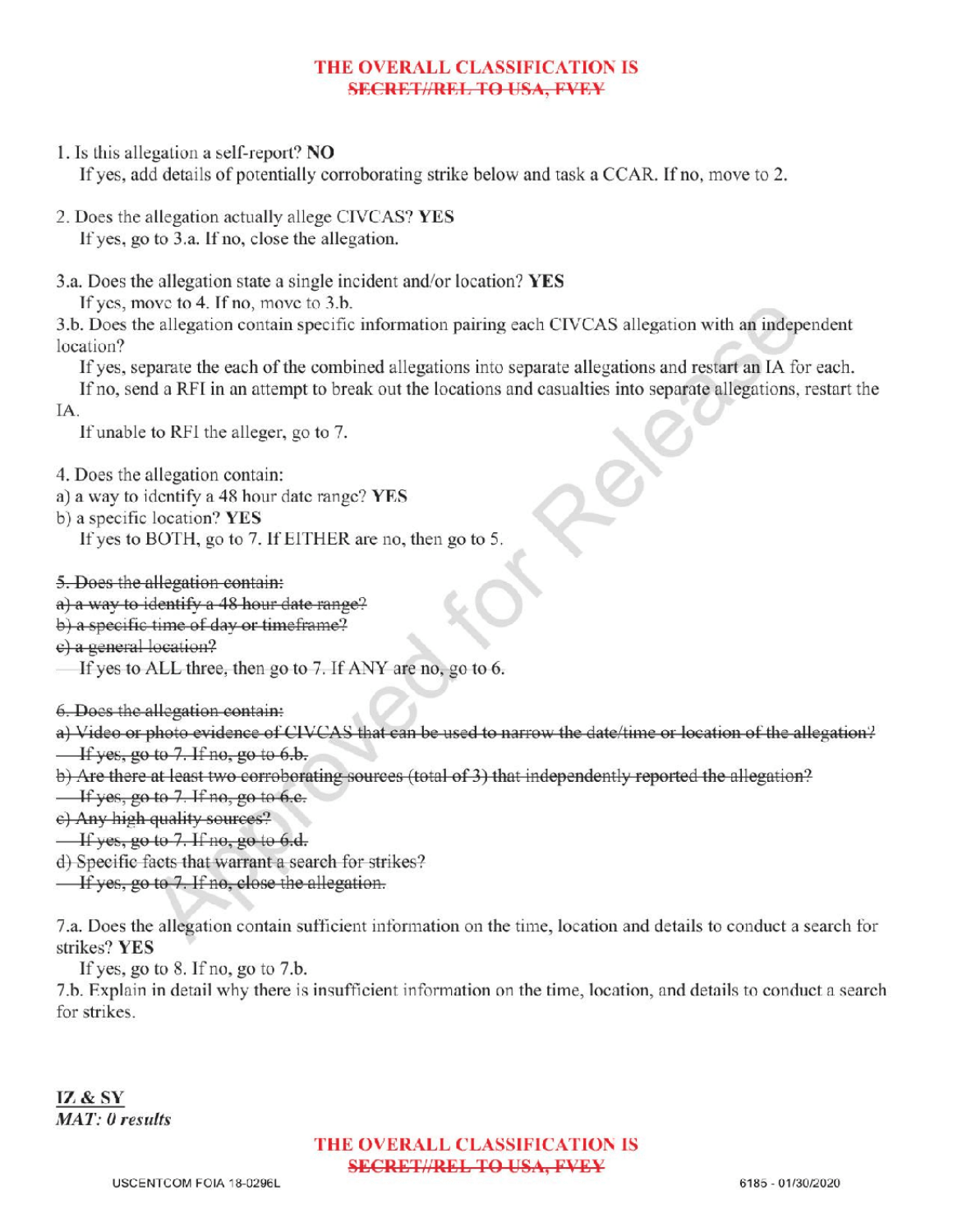**THE OVERALL CLASSIFICATION IS**
~~SECRET//REL TO USA, FVEY~~

1. Is this allegation a self-report? **NO**
   If yes, add details of potentially corroborating strike below and task a CCAR. If no, move to 2.

2. Does the allegation actually allege CIVCAS? **YES**
   If yes, go to 3.a. If no, close the allegation.

3.a. Does the allegation state a single incident and/or location? **YES**
   If yes, move to 4. If no, move to 3.b.
3.b. Does the allegation contain specific information pairing each CIVCAS allegation with an independent location?
   If yes, separate the each of the combined allegations into separate allegations and restart an IA for each.
   If no, send a RFI in an attempt to break out the locations and casualties into separate allegations, restart the IA.
   If unable to RFI the alleger, go to 7.

4. Does the allegation contain:
a) a way to identify a 48 hour date range? **YES**
b) a specific location? **YES**
   If yes to BOTH, go to 7. If EITHER are no, then go to 5.

~~5. Does the allegation contain:~~
~~a) a way to identify a 48 hour date range?~~
~~b) a specific time of day or timeframe?~~
~~c) a general location?~~
   If yes to ALL three, then go to 7. If ANY are no, go to 6.

~~6. Does the allegation contain:~~
~~a) Video or photo evidence of CIVCAS that can be used to narrow the date/time or location of the allegation?~~
~~If yes, go to 7. If no, go to 6.b.~~
~~b) Are there at least two corroborating sources (total of 3) that independently reported the allegation?~~
~~If yes, go to 7. If no, go to 6.c.~~
~~c) Any high quality sources?~~
~~If yes, go to 7. If no, go to 6.d.~~
~~d) Specific facts that warrant a search for strikes?~~
~~If yes, go to 7. If no, close the allegation.~~

7.a. Does the allegation contain sufficient information on the time, location and details to conduct a search for strikes? **YES**
   If yes, go to 8. If no, go to 7.b.
7.b. Explain in detail why there is insufficient information on the time, location, and details to conduct a search for strikes.

**IZ & SY**
***MAT: 0 results***

**THE OVERALL CLASSIFICATION IS**
~~SECRET//REL TO USA, FVEY~~

USCENTCOM FOIA 18-0296L

6185 - 01/30/2020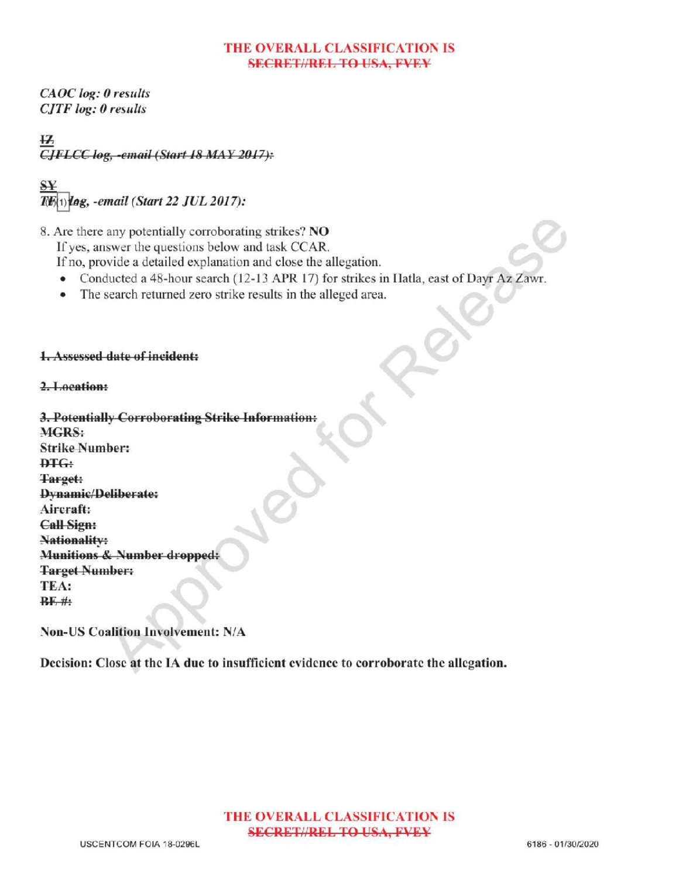*CAOC log: 0 results*
*CJTF log: 0 results*

~~IZ~~
~~*CJFLCC log, -email (Start 18 MAY 2017):*~~

~~SY~~
***TF (b)(1) log, -email (Start 22 JUL 2017):***

8. Are there any potentially corroborating strikes? **NO**
   If yes, answer the questions below and task CCAR.
   If no, provide a detailed explanation and close the allegation.
   - Conducted a 48-hour search (12-13 APR 17) for strikes in Hatla, east of Dayr Az Zawr.
   - The search returned zero strike results in the alleged area.

~~**1. Assessed date of incident:**~~

~~**2. Location:**~~

~~**3. Potentially Corroborating Strike Information:**~~
~~**MGRS:**~~
~~**Strike Number:**~~
~~**DTG:**~~
~~**Target:**~~
~~**Dynamic/Deliberate:**~~
~~**Aircraft:**~~
~~**Call Sign:**~~
~~**Nationality:**~~
~~**Munitions & Number dropped:**~~
~~**Target Number:**~~
**TEA:**
~~**BE #:**~~

**Non-US Coalition Involvement: N/A**

**Decision: Close at the IA due to insufficient evidence to corroborate the allegation.**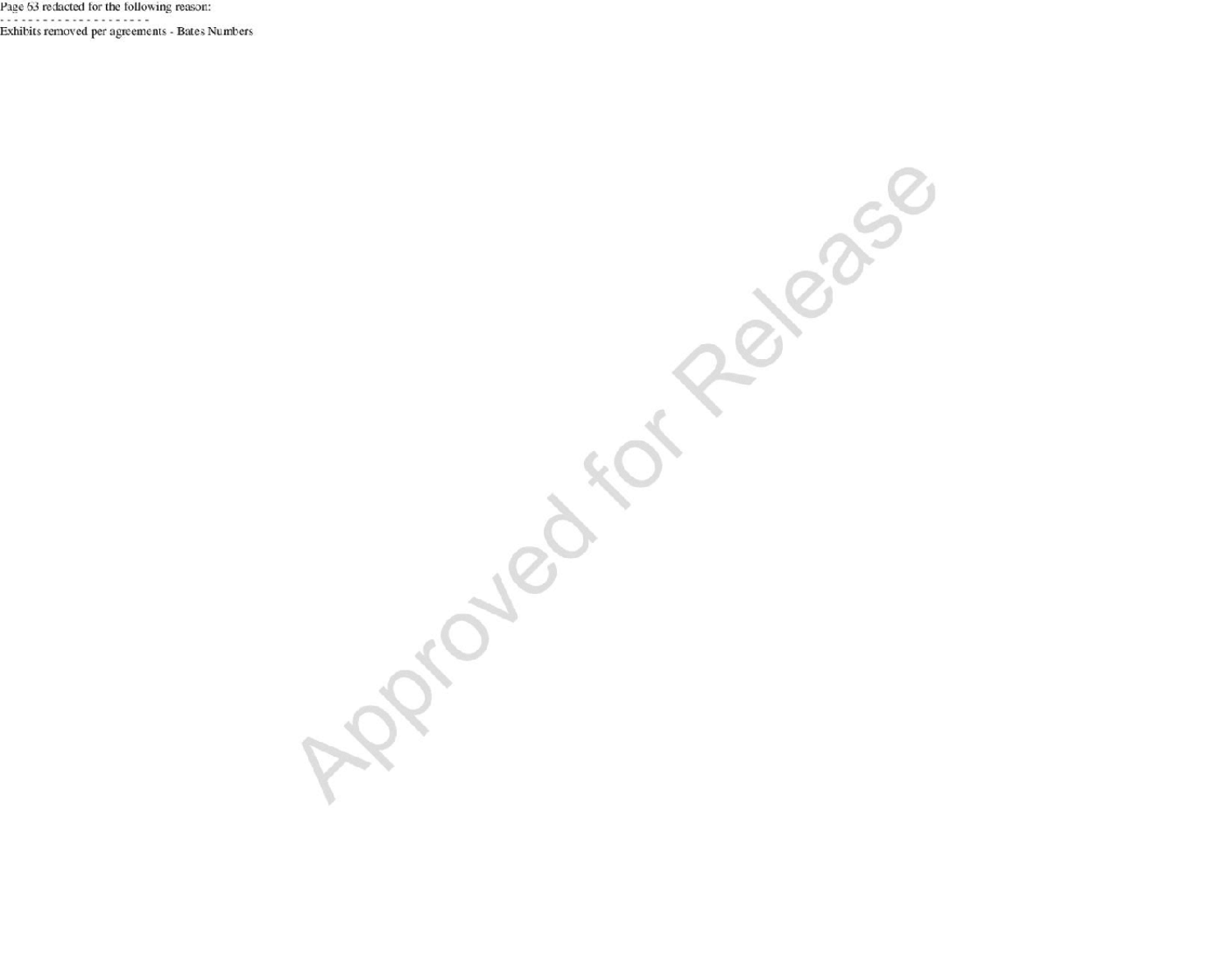Page 63 redacted for the following reason:

- - - - - - - - - - - - - - - - - - - - -

Exhibits removed per agreements - Bates Numbers